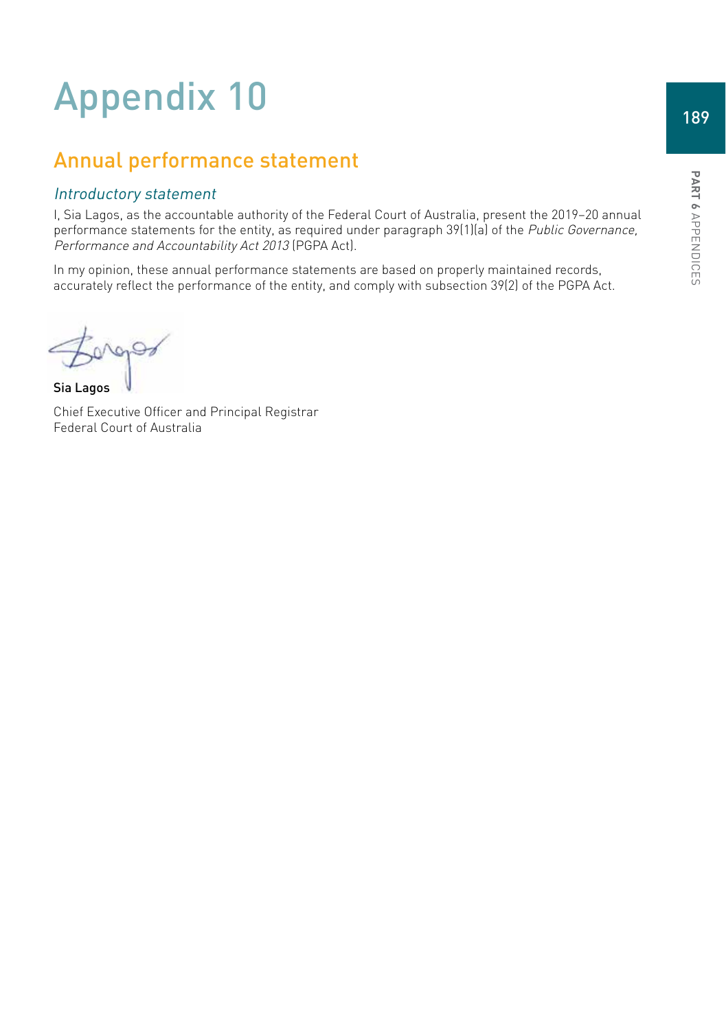# Appendix 10

## Annual performance statement

### *Introductory statement*

I, Sia Lagos, as the accountable authority of the Federal Court of Australia, present the 2019–20 annual performance statements for the entity, as required under paragraph 39(1)(a) of the *Public Governance, Performance and Accountability Act 2013* (PGPA Act).

In my opinion, these annual performance statements are based on properly maintained records, accurately reflect the performance of the entity, and comply with subsection 39(2) of the PGPA Act.

**Sia Lagos**

Chief Executive Officer and Principal Registrar
Federal Court of Australia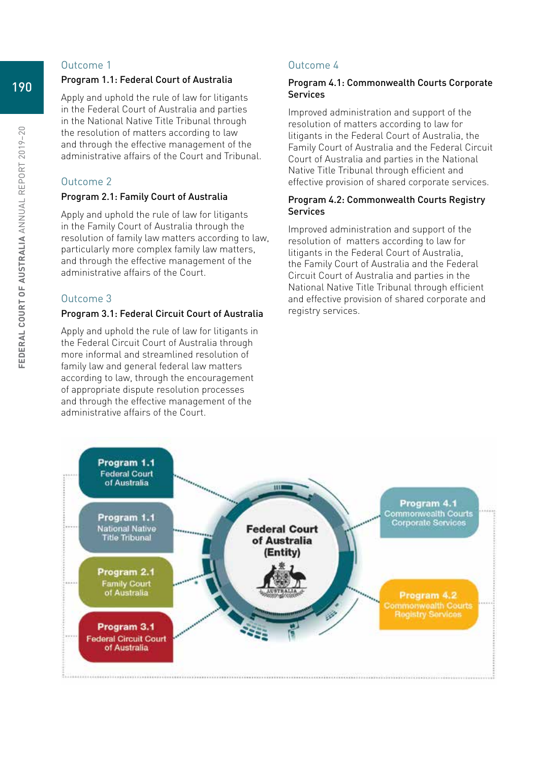## Outcome 1

### Program 1.1: Federal Court of Australia

Apply and uphold the rule of law for litigants in the Federal Court of Australia and parties in the National Native Title Tribunal through the resolution of matters according to law and through the effective management of the administrative affairs of the Court and Tribunal.

## Outcome 2

### Program 2.1: Family Court of Australia

Apply and uphold the rule of law for litigants in the Family Court of Australia through the resolution of family law matters according to law, particularly more complex family law matters, and through the effective management of the administrative affairs of the Court.

## Outcome 3

### Program 3.1: Federal Circuit Court of Australia

Apply and uphold the rule of law for litigants in the Federal Circuit Court of Australia through more informal and streamlined resolution of family law and general federal law matters according to law, through the encouragement of appropriate dispute resolution processes and through the effective management of the administrative affairs of the Court.

## Outcome 4

### Program 4.1: Commonwealth Courts Corporate Services

Improved administration and support of the resolution of matters according to law for litigants in the Federal Court of Australia, the Family Court of Australia and the Federal Circuit Court of Australia and parties in the National Native Title Tribunal through efficient and effective provision of shared corporate services.

### Program 4.2: Commonwealth Courts Registry Services

Improved administration and support of the resolution of matters according to law for litigants in the Federal Court of Australia, the Family Court of Australia and the Federal Circuit Court of Australia and parties in the National Native Title Tribunal through efficient and effective provision of shared corporate and registry services.

Program 1.1 Federal Court of Australia

Program 1.1 National Native Title Tribunal

Program 2.1 Family Court of Australia

Program 3.1 Federal Circuit Court of Australia

Federal Court of Australia (Entity)

Program 4.1 Commonwealth Courts Corporate Services

Program 4.2 Commonwealth Courts Registry Services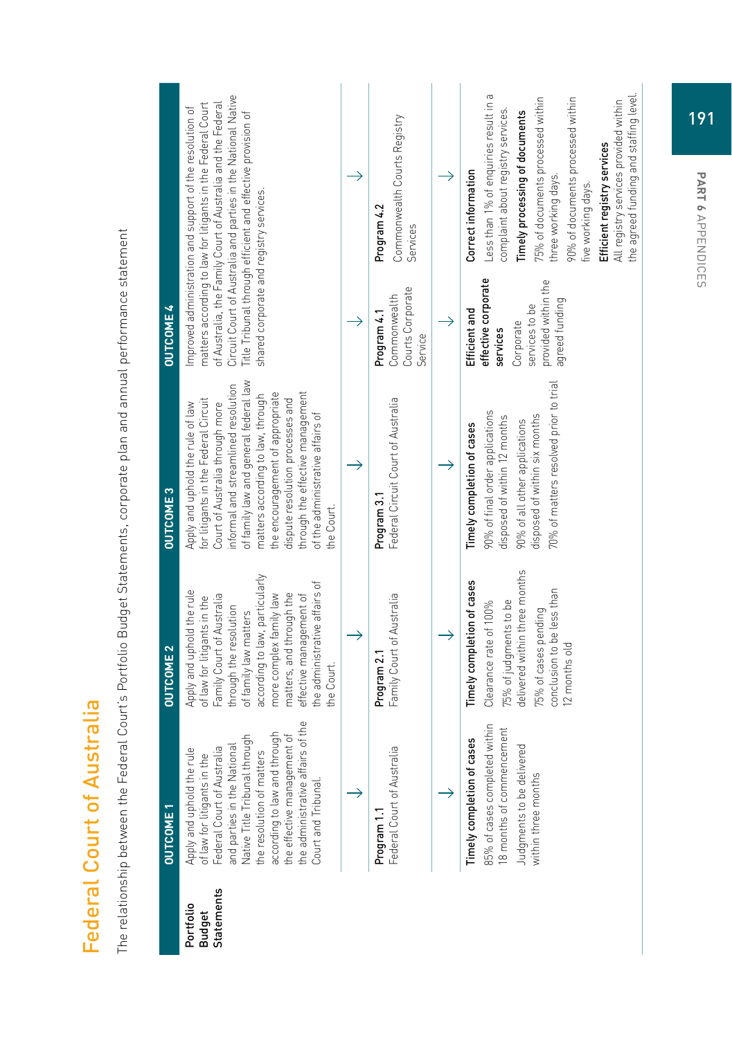# Federal Court of Australia

The relationship between the Federal Court's Portfolio Budget Statements, corporate plan and annual performance statement

| Portfolio Budget Statements | OUTCOME 1 | OUTCOME 2 | OUTCOME 3 | OUTCOME 4 | |
|---|---|---|---|---|---|
| | Apply and uphold the rule of law for litigants in the Federal Court of Australia and parties in the National Native Title Tribunal through the resolution of matters according to law and through the effective management of the administrative affairs of the Court and Tribunal. | Apply and uphold the rule of law for litigants in the Family Court of Australia through the resolution of family law matters according to law, particularly more complex family law matters, and through the effective management of the administrative affairs of the Court. | Apply and uphold the rule of law for litigants in the Federal Circuit Court of Australia through more informal and streamlined resolution of family law and general federal law matters according to law, through the encouragement of appropriate dispute resolution processes and through the effective management of the administrative affairs of the Court. | Improved administration and support of the resolution of matters according to law for litigants in the Federal Court of Australia, the Family Court of Australia and the Federal Circuit Court of Australia and parties in the National Native Title Tribunal through efficient and effective provision of shared corporate and registry services. | |
| | ↓ | ↓ | ↓ | ↓ | ↓ |
| | **Program 1.1** Federal Court of Australia | **Program 2.1** Family Court of Australia | **Program 3.1** Federal Circuit Court of Australia | **Program 4.1** Commonwealth Courts Corporate Service | **Program 4.2** Commonwealth Courts Registry Services |
| | ↓ | ↓ | ↓ | ↓ | ↓ |
| | **Timely completion of cases**<br>85% of cases completed within 18 months of commencement<br>Judgments to be delivered within three months | **Timely completion of cases**<br>Clearance rate of 100%<br>75% of judgments to be delivered within three months<br>75% of cases pending conclusion to be less than 12 months old | **Timely completion of cases**<br>90% of final order applications disposed of within 12 months<br>90% of all other applications disposed of within six months<br>70% of matters resolved prior to trial | **Efficient and effective corporate services**<br>Corporate services to be provided within the agreed funding | **Correct information**<br>Less than 1% of enquiries result in a complaint about registry services.<br>**Timely processing of documents**<br>75% of documents processed within three working days.<br>90% of documents processed within five working days.<br>**Efficient registry services**<br>All registry services provided within the agreed funding and staffing level. |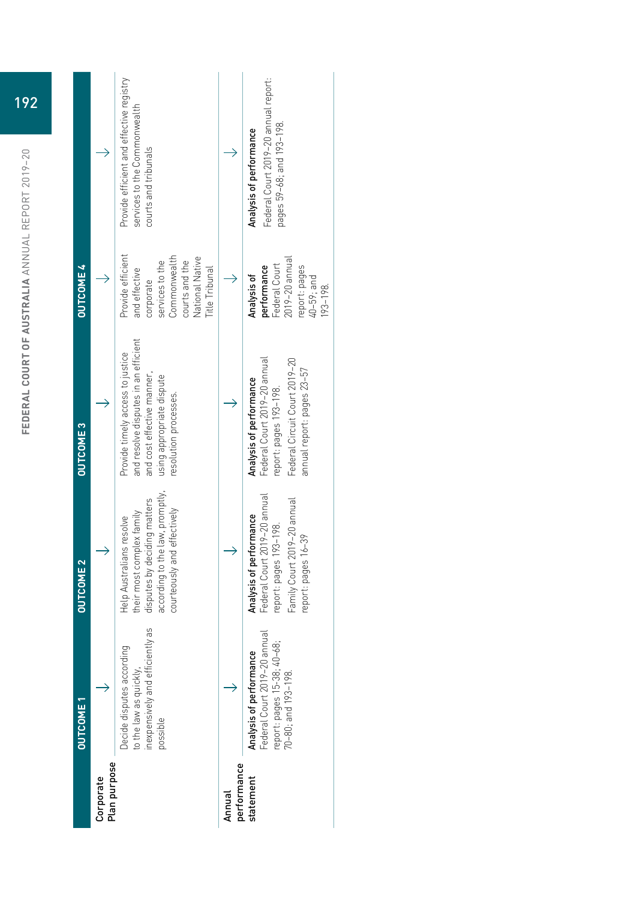| | OUTCOME 1 | OUTCOME 2 | OUTCOME 3 | OUTCOME 4 | |
|---|---|---|---|---|---|
| Corporate Plan purpose | Decide disputes according to the law as quickly, inexpensively and efficiently as possible → | Help Australians resolve their most complex family disputes by deciding matters according to the law, promptly, courteously and effectively → | Provide timely access to justice and resolve disputes in an efficient and cost effective manner, using appropriate dispute resolution processes. → | Provide efficient and effective corporate services to the Commonwealth courts and the National Native Title Tribunal → | Provide efficient and effective registry services to the Commonwealth courts and tribunals |
| Annual performance statement | **Analysis of performance** Federal Court 2019–20 annual report: pages 15–38; 40–68; 70–80; and 193–198. → | **Analysis of performance** Federal Court 2019–20 annual report: pages 193–198. Family Court 2019–20 annual report: pages 16–39 → | **Analysis of performance** Federal Court 2019–20 annual report: pages 193–198. Federal Circuit Court 2019–20 annual report: pages 23–57 → | **Analysis of performance** Federal Court 2019–20 annual report: pages 40–59; and 193–198. → | **Analysis of performance** Federal Court 2019–20 annual report: pages 59–68; and 193–198. |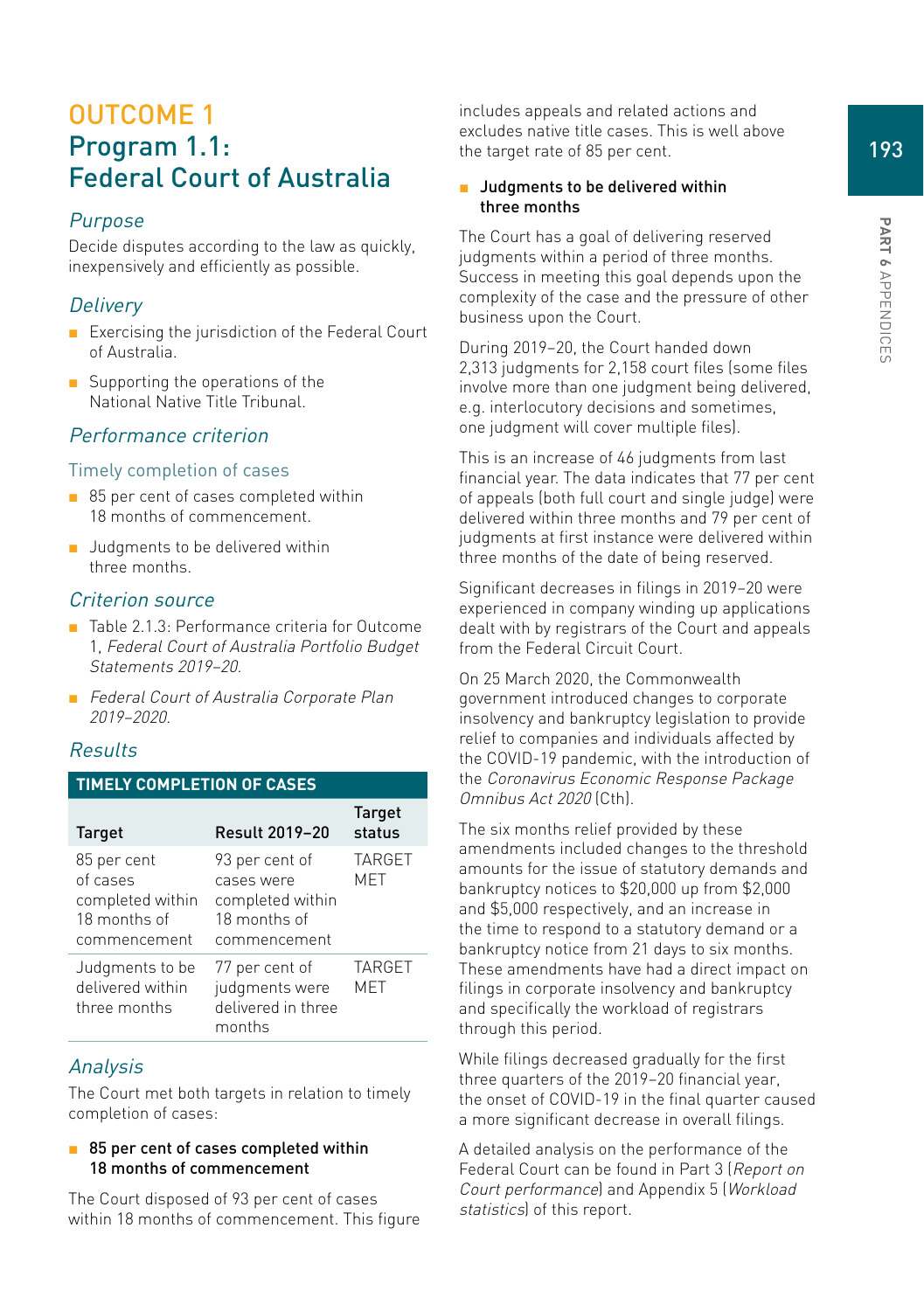# OUTCOME 1
# Program 1.1: Federal Court of Australia

## *Purpose*

Decide disputes according to the law as quickly, inexpensively and efficiently as possible.

## *Delivery*

- Exercising the jurisdiction of the Federal Court of Australia.
- Supporting the operations of the National Native Title Tribunal.

## *Performance criterion*

### Timely completion of cases

- 85 per cent of cases completed within 18 months of commencement.
- Judgments to be delivered within three months.

## *Criterion source*

- Table 2.1.3: Performance criteria for Outcome 1, *Federal Court of Australia Portfolio Budget Statements 2019–20.*
- *Federal Court of Australia Corporate Plan 2019–2020.*

## *Results*

**TIMELY COMPLETION OF CASES**

| Target | Result 2019–20 | Target status |
|---|---|---|
| 85 per cent of cases completed within 18 months of commencement | 93 per cent of cases were completed within 18 months of commencement | TARGET MET |
| Judgments to be delivered within three months | 77 per cent of judgments were delivered in three months | TARGET MET |

## *Analysis*

The Court met both targets in relation to timely completion of cases:

- **85 per cent of cases completed within 18 months of commencement**

The Court disposed of 93 per cent of cases within 18 months of commencement. This figure includes appeals and related actions and excludes native title cases. This is well above the target rate of 85 per cent.

- **Judgments to be delivered within three months**

The Court has a goal of delivering reserved judgments within a period of three months. Success in meeting this goal depends upon the complexity of the case and the pressure of other business upon the Court.

During 2019–20, the Court handed down 2,313 judgments for 2,158 court files (some files involve more than one judgment being delivered, e.g. interlocutory decisions and sometimes, one judgment will cover multiple files).

This is an increase of 46 judgments from last financial year. The data indicates that 77 per cent of appeals (both full court and single judge) were delivered within three months and 79 per cent of judgments at first instance were delivered within three months of the date of being reserved.

Significant decreases in filings in 2019–20 were experienced in company winding up applications dealt with by registrars of the Court and appeals from the Federal Circuit Court.

On 25 March 2020, the Commonwealth government introduced changes to corporate insolvency and bankruptcy legislation to provide relief to companies and individuals affected by the COVID-19 pandemic, with the introduction of the *Coronavirus Economic Response Package Omnibus Act 2020* (Cth).

The six months relief provided by these amendments included changes to the threshold amounts for the issue of statutory demands and bankruptcy notices to $20,000 up from $2,000 and $5,000 respectively, and an increase in the time to respond to a statutory demand or a bankruptcy notice from 21 days to six months. These amendments have had a direct impact on filings in corporate insolvency and bankruptcy and specifically the workload of registrars through this period.

While filings decreased gradually for the first three quarters of the 2019–20 financial year, the onset of COVID-19 in the final quarter caused a more significant decrease in overall filings.

A detailed analysis on the performance of the Federal Court can be found in Part 3 (*Report on Court performance*) and Appendix 5 (*Workload statistics*) of this report.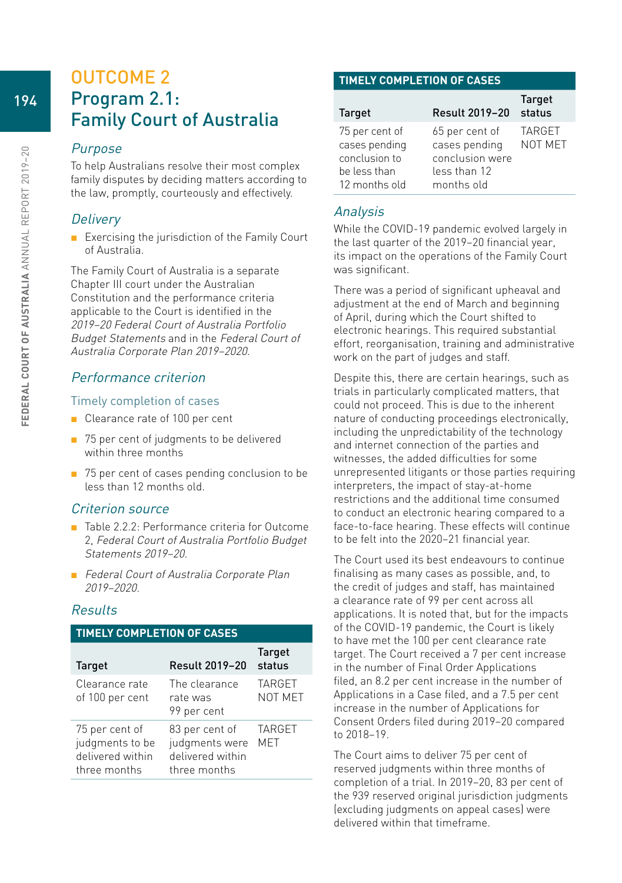# OUTCOME 2
## Program 2.1: Family Court of Australia

### *Purpose*

To help Australians resolve their most complex family disputes by deciding matters according to the law, promptly, courteously and effectively.

### *Delivery*

- Exercising the jurisdiction of the Family Court of Australia.

The Family Court of Australia is a separate Chapter III court under the Australian Constitution and the performance criteria applicable to the Court is identified in the *2019–20 Federal Court of Australia Portfolio Budget Statements* and in the *Federal Court of Australia Corporate Plan 2019–2020*.

### *Performance criterion*

#### Timely completion of cases

- Clearance rate of 100 per cent
- 75 per cent of judgments to be delivered within three months
- 75 per cent of cases pending conclusion to be less than 12 months old.

### *Criterion source*

- Table 2.2.2: Performance criteria for Outcome 2, *Federal Court of Australia Portfolio Budget Statements 2019–20*.
- *Federal Court of Australia Corporate Plan 2019–2020*.

### *Results*

**TIMELY COMPLETION OF CASES**

| Target | Result 2019–20 | Target status |
|---|---|---|
| Clearance rate of 100 per cent | The clearance rate was 99 per cent | TARGET NOT MET |
| 75 per cent of judgments to be delivered within three months | 83 per cent of judgments were delivered within three months | TARGET MET |
| 75 per cent of cases pending conclusion to be less than 12 months old | 65 per cent of cases pending conclusion were less than 12 months old | TARGET NOT MET |

### *Analysis*

While the COVID-19 pandemic evolved largely in the last quarter of the 2019–20 financial year, its impact on the operations of the Family Court was significant.

There was a period of significant upheaval and adjustment at the end of March and beginning of April, during which the Court shifted to electronic hearings. This required substantial effort, reorganisation, training and administrative work on the part of judges and staff.

Despite this, there are certain hearings, such as trials in particularly complicated matters, that could not proceed. This is due to the inherent nature of conducting proceedings electronically, including the unpredictability of the technology and internet connection of the parties and witnesses, the added difficulties for some unrepresented litigants or those parties requiring interpreters, the impact of stay-at-home restrictions and the additional time consumed to conduct an electronic hearing compared to a face-to-face hearing. These effects will continue to be felt into the 2020–21 financial year.

The Court used its best endeavours to continue finalising as many cases as possible, and, to the credit of judges and staff, has maintained a clearance rate of 99 per cent across all applications. It is noted that, but for the impacts of the COVID-19 pandemic, the Court is likely to have met the 100 per cent clearance rate target. The Court received a 7 per cent increase in the number of Final Order Applications filed, an 8.2 per cent increase in the number of Applications in a Case filed, and a 7.5 per cent increase in the number of Applications for Consent Orders filed during 2019–20 compared to 2018–19.

The Court aims to deliver 75 per cent of reserved judgments within three months of completion of a trial. In 2019–20, 83 per cent of the 939 reserved original jurisdiction judgments (excluding judgments on appeal cases) were delivered within that timeframe.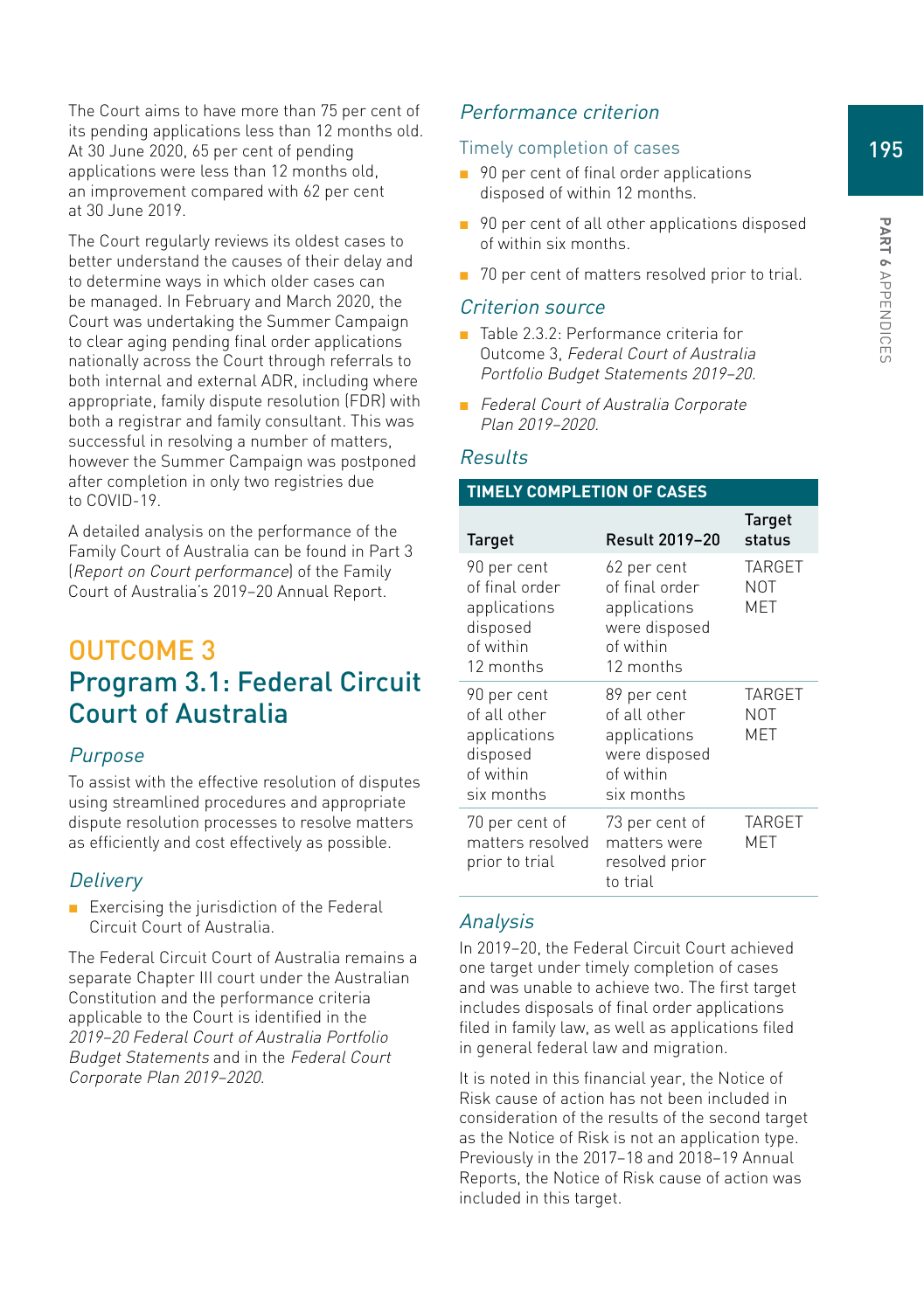The Court aims to have more than 75 per cent of its pending applications less than 12 months old. At 30 June 2020, 65 per cent of pending applications were less than 12 months old, an improvement compared with 62 per cent at 30 June 2019.

The Court regularly reviews its oldest cases to better understand the causes of their delay and to determine ways in which older cases can be managed. In February and March 2020, the Court was undertaking the Summer Campaign to clear aging pending final order applications nationally across the Court through referrals to both internal and external ADR, including where appropriate, family dispute resolution (FDR) with both a registrar and family consultant. This was successful in resolving a number of matters, however the Summer Campaign was postponed after completion in only two registries due to COVID-19.

A detailed analysis on the performance of the Family Court of Australia can be found in Part 3 (*Report on Court performance*) of the Family Court of Australia's 2019–20 Annual Report.

# OUTCOME 3

## Program 3.1: Federal Circuit Court of Australia

### *Purpose*

To assist with the effective resolution of disputes using streamlined procedures and appropriate dispute resolution processes to resolve matters as efficiently and cost effectively as possible.

### *Delivery*

- Exercising the jurisdiction of the Federal Circuit Court of Australia.

The Federal Circuit Court of Australia remains a separate Chapter III court under the Australian Constitution and the performance criteria applicable to the Court is identified in the *2019–20 Federal Court of Australia Portfolio Budget Statements* and in the *Federal Court Corporate Plan 2019–2020*.

### *Performance criterion*

#### Timely completion of cases

- 90 per cent of final order applications disposed of within 12 months.
- 90 per cent of all other applications disposed of within six months.
- 70 per cent of matters resolved prior to trial.

### *Criterion source*

- Table 2.3.2: Performance criteria for Outcome 3, *Federal Court of Australia Portfolio Budget Statements 2019–20*.
- *Federal Court of Australia Corporate Plan 2019–2020*.

### *Results*

**TIMELY COMPLETION OF CASES**

| Target | Result 2019–20 | Target status |
|---|---|---|
| 90 per cent of final order applications disposed of within 12 months | 62 per cent of final order applications were disposed of within 12 months | TARGET NOT MET |
| 90 per cent of all other applications disposed of within six months | 89 per cent of all other applications were disposed of within six months | TARGET NOT MET |
| 70 per cent of matters resolved prior to trial | 73 per cent of matters were resolved prior to trial | TARGET MET |

### *Analysis*

In 2019–20, the Federal Circuit Court achieved one target under timely completion of cases and was unable to achieve two. The first target includes disposals of final order applications filed in family law, as well as applications filed in general federal law and migration.

It is noted in this financial year, the Notice of Risk cause of action has not been included in consideration of the results of the second target as the Notice of Risk is not an application type. Previously in the 2017–18 and 2018–19 Annual Reports, the Notice of Risk cause of action was included in this target.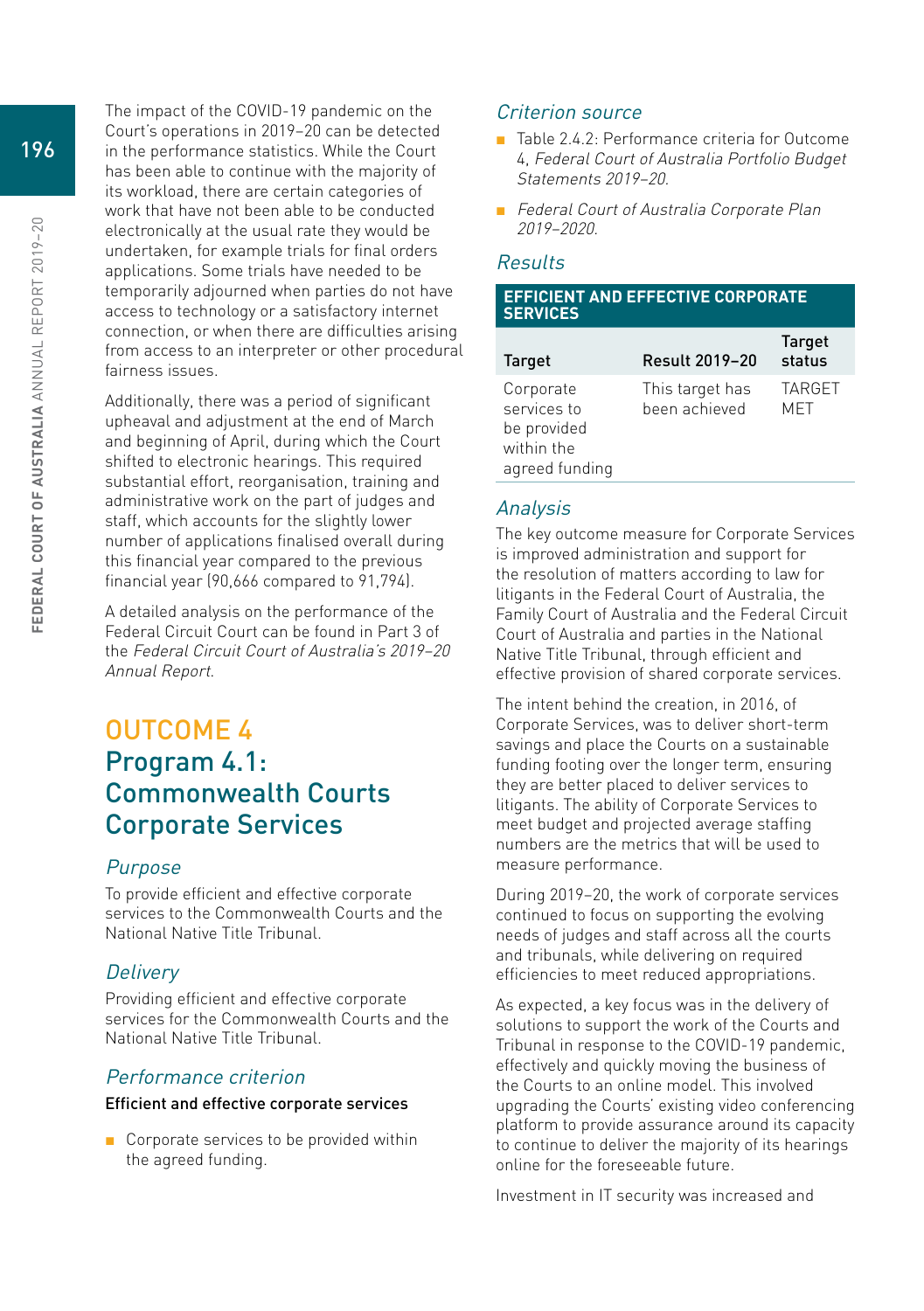The impact of the COVID-19 pandemic on the Court's operations in 2019–20 can be detected in the performance statistics. While the Court has been able to continue with the majority of its workload, there are certain categories of work that have not been able to be conducted electronically at the usual rate they would be undertaken, for example trials for final orders applications. Some trials have needed to be temporarily adjourned when parties do not have access to technology or a satisfactory internet connection, or when there are difficulties arising from access to an interpreter or other procedural fairness issues.

Additionally, there was a period of significant upheaval and adjustment at the end of March and beginning of April, during which the Court shifted to electronic hearings. This required substantial effort, reorganisation, training and administrative work on the part of judges and staff, which accounts for the slightly lower number of applications finalised overall during this financial year compared to the previous financial year (90,666 compared to 91,794).

A detailed analysis on the performance of the Federal Circuit Court can be found in Part 3 of the *Federal Circuit Court of Australia's 2019–20 Annual Report*.

## OUTCOME 4

## Program 4.1: Commonwealth Courts Corporate Services

### *Purpose*

To provide efficient and effective corporate services to the Commonwealth Courts and the National Native Title Tribunal.

### *Delivery*

Providing efficient and effective corporate services for the Commonwealth Courts and the National Native Title Tribunal.

### *Performance criterion*

**Efficient and effective corporate services**

- Corporate services to be provided within the agreed funding.

### *Criterion source*

- Table 2.4.2: Performance criteria for Outcome 4, *Federal Court of Australia Portfolio Budget Statements 2019–20*.
- *Federal Court of Australia Corporate Plan 2019–2020*.

### *Results*

| EFFICIENT AND EFFECTIVE CORPORATE SERVICES | | |
|---|---|---|
| **Target** | **Result 2019–20** | **Target status** |
| Corporate services to be provided within the agreed funding | This target has been achieved | TARGET MET |

### *Analysis*

The key outcome measure for Corporate Services is improved administration and support for the resolution of matters according to law for litigants in the Federal Court of Australia, the Family Court of Australia and the Federal Circuit Court of Australia and parties in the National Native Title Tribunal, through efficient and effective provision of shared corporate services.

The intent behind the creation, in 2016, of Corporate Services, was to deliver short-term savings and place the Courts on a sustainable funding footing over the longer term, ensuring they are better placed to deliver services to litigants. The ability of Corporate Services to meet budget and projected average staffing numbers are the metrics that will be used to measure performance.

During 2019–20, the work of corporate services continued to focus on supporting the evolving needs of judges and staff across all the courts and tribunals, while delivering on required efficiencies to meet reduced appropriations.

As expected, a key focus was in the delivery of solutions to support the work of the Courts and Tribunal in response to the COVID-19 pandemic, effectively and quickly moving the business of the Courts to an online model. This involved upgrading the Courts' existing video conferencing platform to provide assurance around its capacity to continue to deliver the majority of its hearings online for the foreseeable future.

Investment in IT security was increased and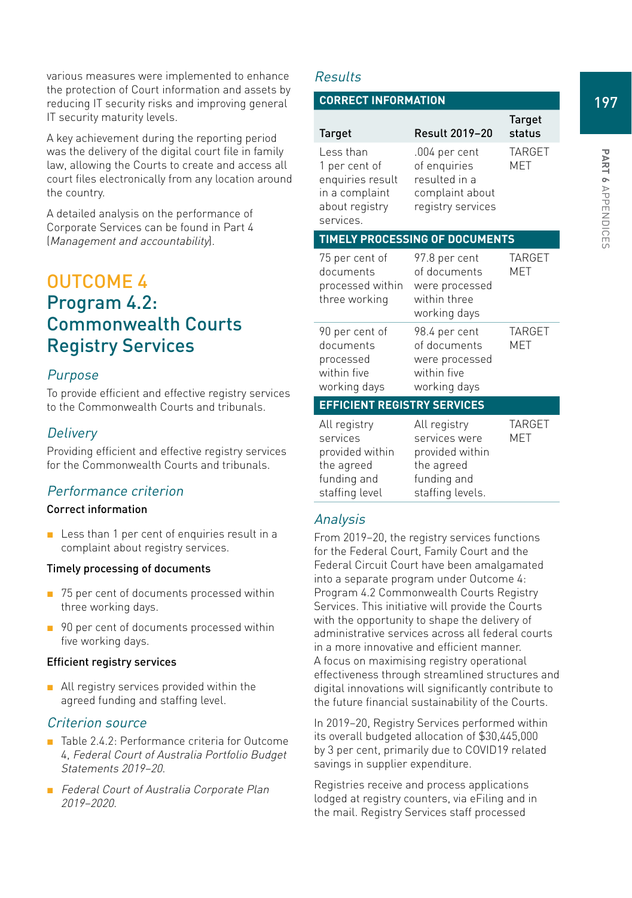various measures were implemented to enhance the protection of Court information and assets by reducing IT security risks and improving general IT security maturity levels.

A key achievement during the reporting period was the delivery of the digital court file in family law, allowing the Courts to create and access all court files electronically from any location around the country.

A detailed analysis on the performance of Corporate Services can be found in Part 4 (*Management and accountability*).

## OUTCOME 4
## Program 4.2: Commonwealth Courts Registry Services

### *Purpose*

To provide efficient and effective registry services to the Commonwealth Courts and tribunals.

### *Delivery*

Providing efficient and effective registry services for the Commonwealth Courts and tribunals.

### *Performance criterion*

**Correct information**

- Less than 1 per cent of enquiries result in a complaint about registry services.

**Timely processing of documents**

- 75 per cent of documents processed within three working days.
- 90 per cent of documents processed within five working days.

**Efficient registry services**

- All registry services provided within the agreed funding and staffing level.

### *Criterion source*

- Table 2.4.2: Performance criteria for Outcome 4, *Federal Court of Australia Portfolio Budget Statements 2019–20.*
- *Federal Court of Australia Corporate Plan 2019–2020.*

### *Results*

| Target | Result 2019–20 | Target status |
|---|---|---|
| **CORRECT INFORMATION** | | |
| Less than 1 per cent of enquiries result in a complaint about registry services. | .004 per cent of enquiries resulted in a complaint about registry services | TARGET MET |
| **TIMELY PROCESSING OF DOCUMENTS** | | |
| 75 per cent of documents processed within three working | 97.8 per cent of documents were processed within three working days | TARGET MET |
| 90 per cent of documents processed within five working days | 98.4 per cent of documents were processed within five working days | TARGET MET |
| **EFFICIENT REGISTRY SERVICES** | | |
| All registry services provided within the agreed funding and staffing level | All registry services were provided within the agreed funding and staffing levels. | TARGET MET |

### *Analysis*

From 2019–20, the registry services functions for the Federal Court, Family Court and the Federal Circuit Court have been amalgamated into a separate program under Outcome 4: Program 4.2 Commonwealth Courts Registry Services. This initiative will provide the Courts with the opportunity to shape the delivery of administrative services across all federal courts in a more innovative and efficient manner. A focus on maximising registry operational effectiveness through streamlined structures and digital innovations will significantly contribute to the future financial sustainability of the Courts.

In 2019–20, Registry Services performed within its overall budgeted allocation of $30,445,000 by 3 per cent, primarily due to COVID19 related savings in supplier expenditure.

Registries receive and process applications lodged at registry counters, via eFiling and in the mail. Registry Services staff processed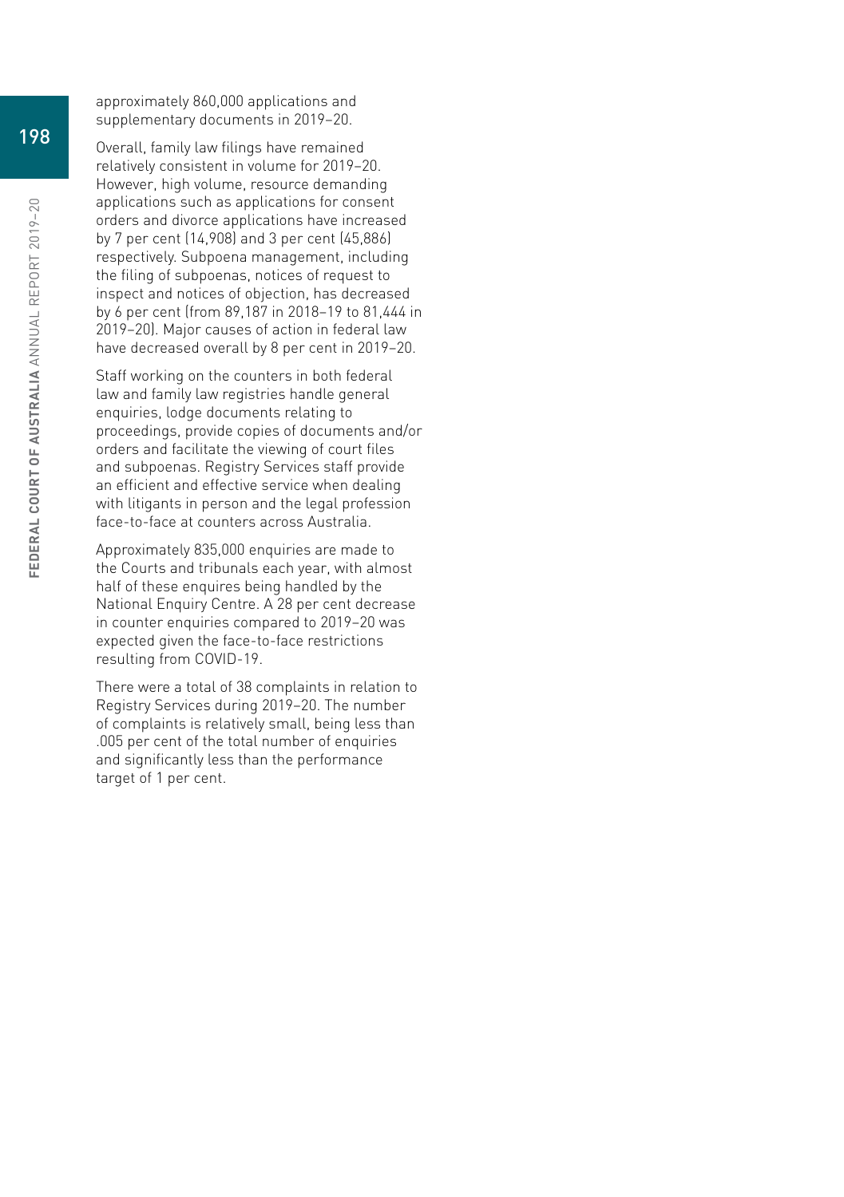approximately 860,000 applications and supplementary documents in 2019–20.

Overall, family law filings have remained relatively consistent in volume for 2019–20. However, high volume, resource demanding applications such as applications for consent orders and divorce applications have increased by 7 per cent (14,908) and 3 per cent (45,886) respectively. Subpoena management, including the filing of subpoenas, notices of request to inspect and notices of objection, has decreased by 6 per cent (from 89,187 in 2018–19 to 81,444 in 2019–20). Major causes of action in federal law have decreased overall by 8 per cent in 2019–20.

Staff working on the counters in both federal law and family law registries handle general enquiries, lodge documents relating to proceedings, provide copies of documents and/or orders and facilitate the viewing of court files and subpoenas. Registry Services staff provide an efficient and effective service when dealing with litigants in person and the legal profession face-to-face at counters across Australia.

Approximately 835,000 enquiries are made to the Courts and tribunals each year, with almost half of these enquires being handled by the National Enquiry Centre. A 28 per cent decrease in counter enquiries compared to 2019–20 was expected given the face-to-face restrictions resulting from COVID-19.

There were a total of 38 complaints in relation to Registry Services during 2019–20. The number of complaints is relatively small, being less than .005 per cent of the total number of enquiries and significantly less than the performance target of 1 per cent.